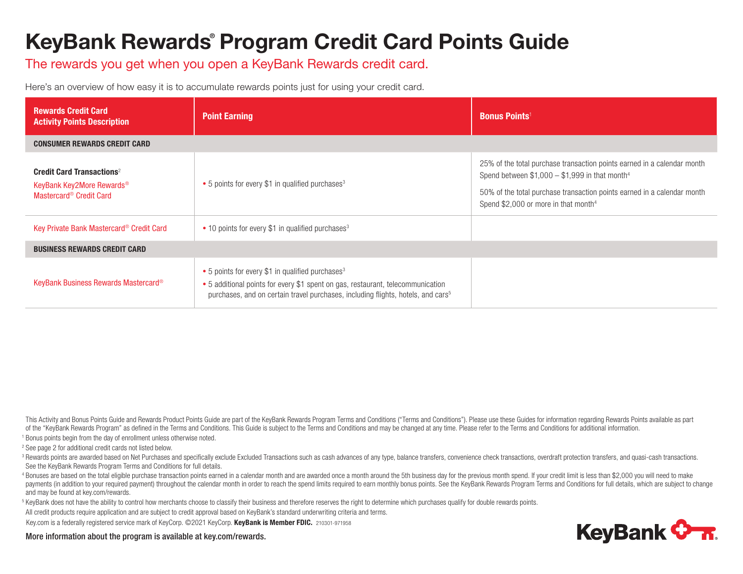# KeyBank Rewards® Program Credit Card Points Guide

## The rewards you get when you open a KeyBank Rewards credit card.

Here's an overview of how easy it is to accumulate rewards points just for using your credit card.

| Rewards Credit Card Activity Points Description | Point Earning | Bonus Points[1] |
|---|---|---|
| **CONSUMER REWARDS CREDIT CARD** | | |
| **Credit Card Transactions**[2] KeyBank Key2More Rewards® Mastercard® Credit Card | • 5 points for every $1 in qualified purchases[3] | 25% of the total purchase transaction points earned in a calendar month Spend between $1,000 – $1,999 in that month[4] 50% of the total purchase transaction points earned in a calendar month Spend $2,000 or more in that month[4] |
| Key Private Bank Mastercard® Credit Card | • 10 points for every $1 in qualified purchases[3] | |
| **BUSINESS REWARDS CREDIT CARD** | | |
| KeyBank Business Rewards Mastercard® | • 5 points for every $1 in qualified purchases[3] • 5 additional points for every $1 spent on gas, restaurant, telecommunication purchases, and on certain travel purchases, including flights, hotels, and cars[5] | |

This Activity and Bonus Points Guide and Rewards Product Points Guide are part of the KeyBank Rewards Program Terms and Conditions ("Terms and Conditions"). Please use these Guides for information regarding Rewards Points available as part of the "KeyBank Rewards Program" as defined in the Terms and Conditions. This Guide is subject to the Terms and Conditions and may be changed at any time. Please refer to the Terms and Conditions for additional information.

[1] Bonus points begin from the day of enrollment unless otherwise noted.

[2] See page 2 for additional credit cards not listed below.

[3] Rewards points are awarded based on Net Purchases and specifically exclude Excluded Transactions such as cash advances of any type, balance transfers, convenience check transactions, overdraft protection transfers, and quasi-cash transactions. See the KeyBank Rewards Program Terms and Conditions for full details.

[4] Bonuses are based on the total eligible purchase transaction points earned in a calendar month and are awarded once a month around the 5th business day for the previous month spend. If your credit limit is less than $2,000 you will need to make payments (in addition to your required payment) throughout the calendar month in order to reach the spend limits required to earn monthly bonus points. See the KeyBank Rewards Program Terms and Conditions for full details, which are subject to change and may be found at key.com/rewards.

[5] KeyBank does not have the ability to control how merchants choose to classify their business and therefore reserves the right to determine which purchases qualify for double rewards points.

All credit products require application and are subject to credit approval based on KeyBank's standard underwriting criteria and terms.

Key.com is a federally registered service mark of KeyCorp. ©2021 KeyCorp. **KeyBank is Member FDIC.** 210301-971958

**More information about the program is available at key.com/rewards.**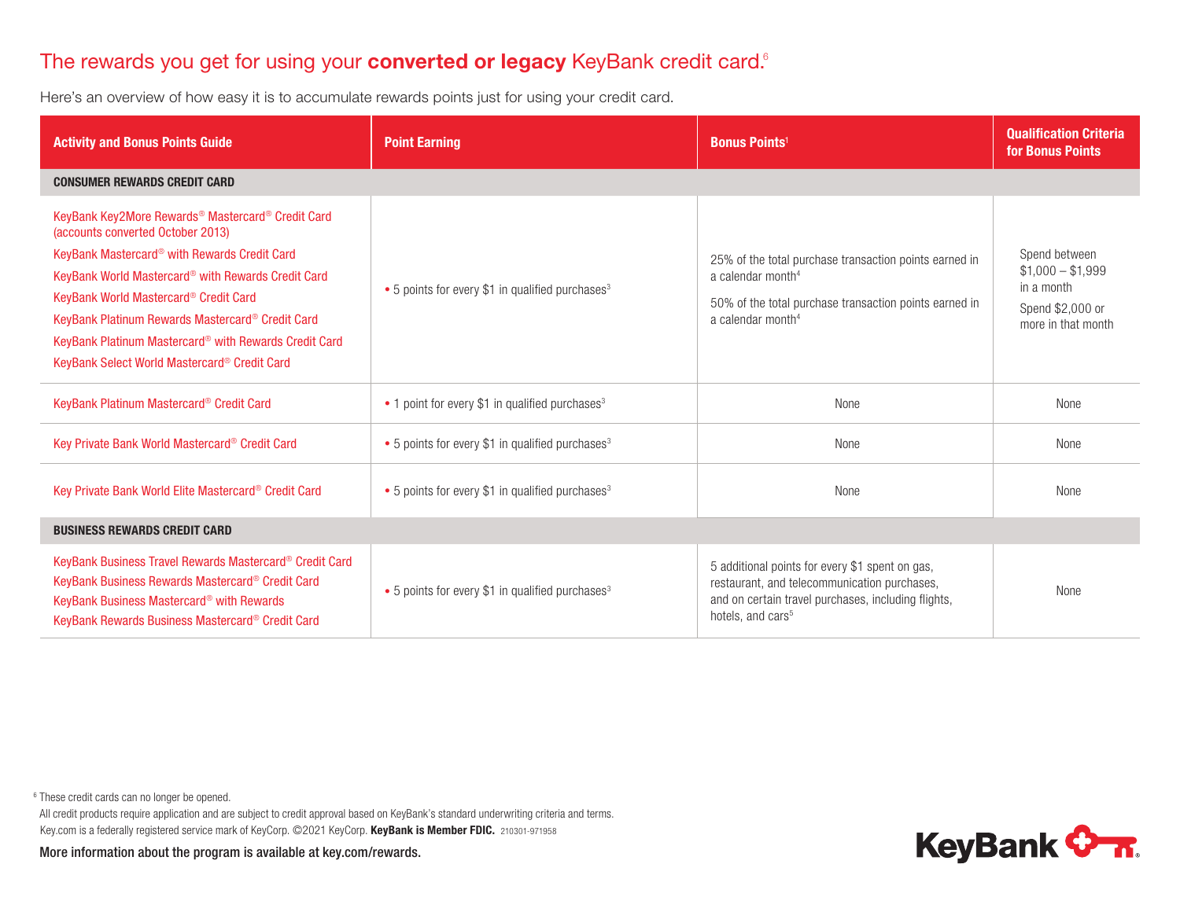# The rewards you get for using your **converted or legacy** KeyBank credit card.[6]

Here's an overview of how easy it is to accumulate rewards points just for using your credit card.

| Activity and Bonus Points Guide | Point Earning | Bonus Points[1] | Qualification Criteria for Bonus Points |
|---|---|---|---|
| **CONSUMER REWARDS CREDIT CARD** | | | |
| KeyBank Key2More Rewards® Mastercard® Credit Card (accounts converted October 2013)<br>KeyBank Mastercard® with Rewards Credit Card<br>KeyBank World Mastercard® with Rewards Credit Card<br>KeyBank World Mastercard® Credit Card<br>KeyBank Platinum Rewards Mastercard® Credit Card<br>KeyBank Platinum Mastercard® with Rewards Credit Card<br>KeyBank Select World Mastercard® Credit Card | • 5 points for every $1 in qualified purchases[3] | 25% of the total purchase transaction points earned in a calendar month[4]<br>50% of the total purchase transaction points earned in a calendar month[4] | Spend between $1,000 – $1,999 in a month<br>Spend $2,000 or more in that month |
| KeyBank Platinum Mastercard® Credit Card | • 1 point for every $1 in qualified purchases[3] | None | None |
| Key Private Bank World Mastercard® Credit Card | • 5 points for every $1 in qualified purchases[3] | None | None |
| Key Private Bank World Elite Mastercard® Credit Card | • 5 points for every $1 in qualified purchases[3] | None | None |
| **BUSINESS REWARDS CREDIT CARD** | | | |
| KeyBank Business Travel Rewards Mastercard® Credit Card<br>KeyBank Business Rewards Mastercard® Credit Card<br>KeyBank Business Mastercard® with Rewards<br>KeyBank Rewards Business Mastercard® Credit Card | • 5 points for every $1 in qualified purchases[3] | 5 additional points for every $1 spent on gas, restaurant, and telecommunication purchases, and on certain travel purchases, including flights, hotels, and cars[5] | None |

[6] These credit cards can no longer be opened.

All credit products require application and are subject to credit approval based on KeyBank's standard underwriting criteria and terms.

Key.com is a federally registered service mark of KeyCorp. ©2021 KeyCorp. **KeyBank is Member FDIC.** 210301-971958

**More information about the program is available at key.com/rewards.**

KeyBank